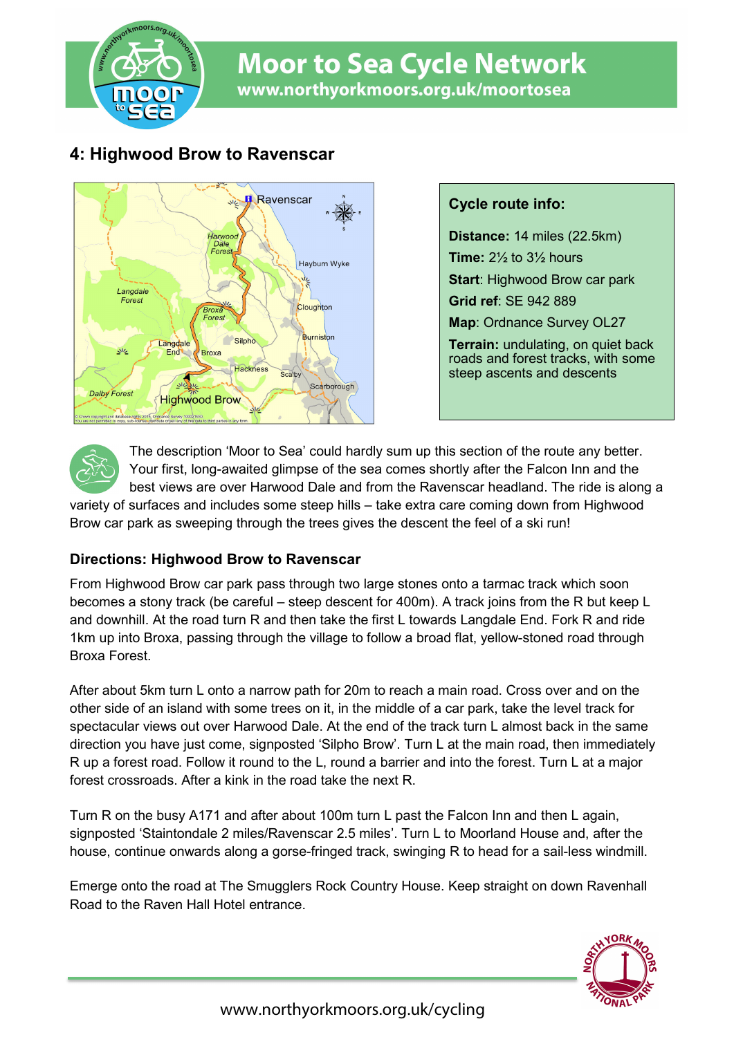# Moor to Sea Cycle Network

www.northyorkmoors.org.uk/moortosea

## 4: Highwood Brow to Ravenscar

**Cycle route info:**

**Distance:** 14 miles (22.5km)

**Time:** 2½ to 3½ hours

**Start**: Highwood Brow car park

**Grid ref**: SE 942 889

**Map**: Ordnance Survey OL27

**Terrain:** undulating, on quiet back roads and forest tracks, with some steep ascents and descents

The description 'Moor to Sea' could hardly sum up this section of the route any better. Your first, long-awaited glimpse of the sea comes shortly after the Falcon Inn and the best views are over Harwood Dale and from the Ravenscar headland. The ride is along a variety of surfaces and includes some steep hills – take extra care coming down from Highwood Brow car park as sweeping through the trees gives the descent the feel of a ski run!

### Directions: Highwood Brow to Ravenscar

From Highwood Brow car park pass through two large stones onto a tarmac track which soon becomes a stony track (be careful – steep descent for 400m). A track joins from the R but keep L and downhill. At the road turn R and then take the first L towards Langdale End. Fork R and ride 1km up into Broxa, passing through the village to follow a broad flat, yellow-stoned road through Broxa Forest.

After about 5km turn L onto a narrow path for 20m to reach a main road. Cross over and on the other side of an island with some trees on it, in the middle of a car park, take the level track for spectacular views out over Harwood Dale. At the end of the track turn L almost back in the same direction you have just come, signposted 'Silpho Brow'. Turn L at the main road, then immediately R up a forest road. Follow it round to the L, round a barrier and into the forest. Turn L at a major forest crossroads. After a kink in the road take the next R.

Turn R on the busy A171 and after about 100m turn L past the Falcon Inn and then L again, signposted 'Staintondale 2 miles/Ravenscar 2.5 miles'. Turn L to Moorland House and, after the house, continue onwards along a gorse-fringed track, swinging R to head for a sail-less windmill.

Emerge onto the road at The Smugglers Rock Country House. Keep straight on down Ravenhall Road to the Raven Hall Hotel entrance.

www.northyorkmoors.org.uk/cycling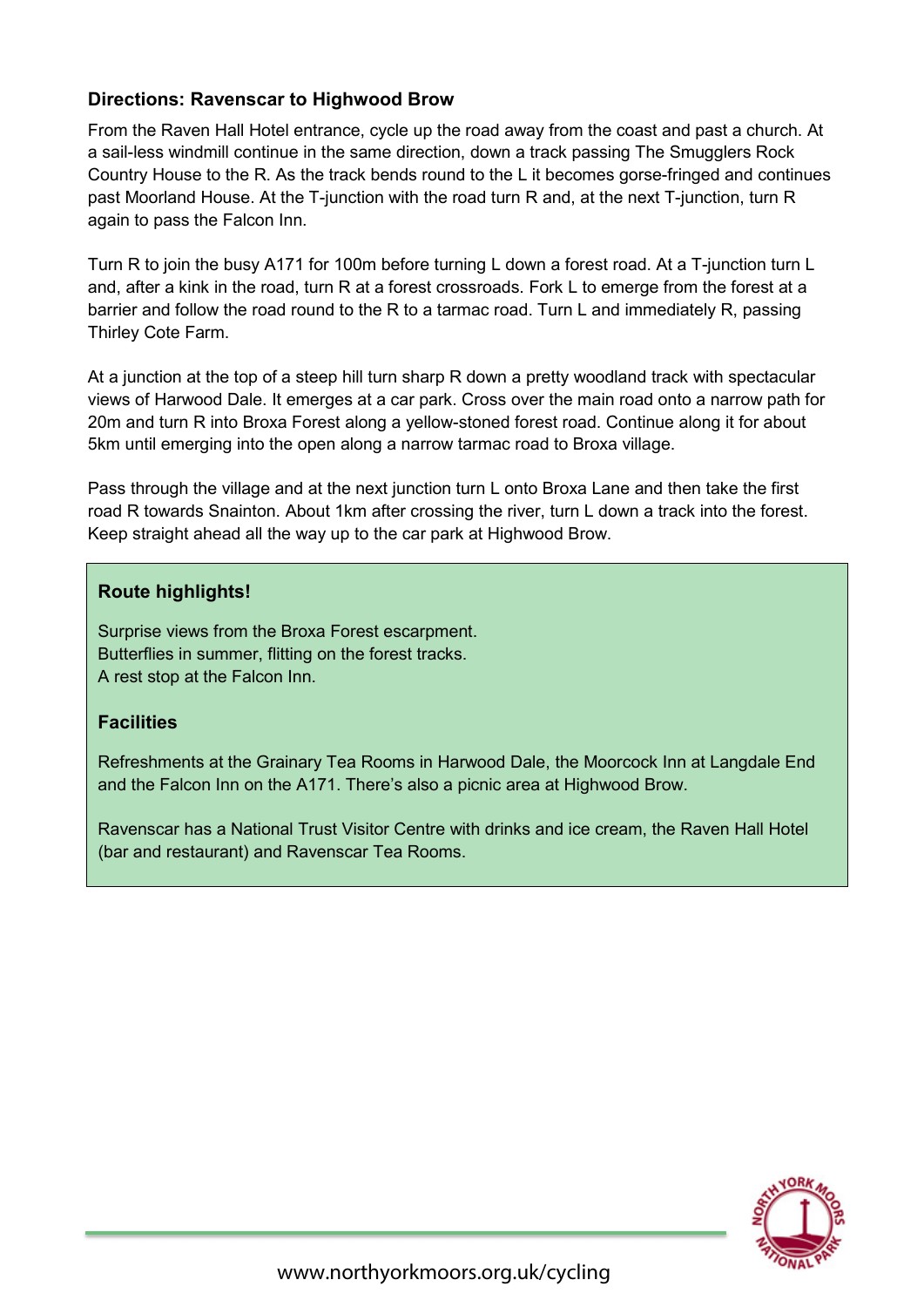### Directions: Ravenscar to Highwood Brow

From the Raven Hall Hotel entrance, cycle up the road away from the coast and past a church. At a sail-less windmill continue in the same direction, down a track passing The Smugglers Rock Country House to the R. As the track bends round to the L it becomes gorse-fringed and continues past Moorland House. At the T-junction with the road turn R and, at the next T-junction, turn R again to pass the Falcon Inn.

Turn R to join the busy A171 for 100m before turning L down a forest road. At a T-junction turn L and, after a kink in the road, turn R at a forest crossroads. Fork L to emerge from the forest at a barrier and follow the road round to the R to a tarmac road. Turn L and immediately R, passing Thirley Cote Farm.

At a junction at the top of a steep hill turn sharp R down a pretty woodland track with spectacular views of Harwood Dale. It emerges at a car park. Cross over the main road onto a narrow path for 20m and turn R into Broxa Forest along a yellow-stoned forest road. Continue along it for about 5km until emerging into the open along a narrow tarmac road to Broxa village.

Pass through the village and at the next junction turn L onto Broxa Lane and then take the first road R towards Snainton. About 1km after crossing the river, turn L down a track into the forest. Keep straight ahead all the way up to the car park at Highwood Brow.

### Route highlights!

Surprise views from the Broxa Forest escarpment.
Butterflies in summer, flitting on the forest tracks.
A rest stop at the Falcon Inn.

### Facilities

Refreshments at the Grainary Tea Rooms in Harwood Dale, the Moorcock Inn at Langdale End and the Falcon Inn on the A171. There's also a picnic area at Highwood Brow.

Ravenscar has a National Trust Visitor Centre with drinks and ice cream, the Raven Hall Hotel (bar and restaurant) and Ravenscar Tea Rooms.